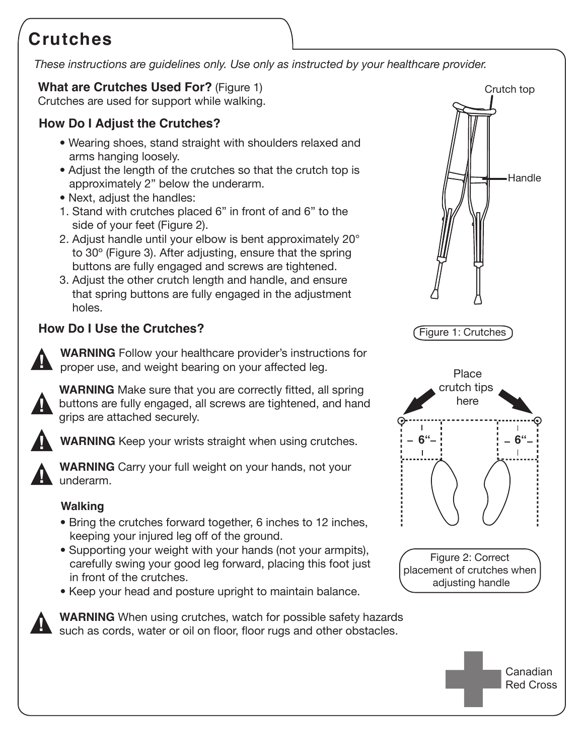# Crutches

*These instructions are guidelines only. Use only as instructed by your healthcare provider.*

**What are Crutches Used For?** (Figure 1)
Crutches are used for support while walking.

**How Do I Adjust the Crutches?**

- Wearing shoes, stand straight with shoulders relaxed and arms hanging loosely.
- Adjust the length of the crutches so that the crutch top is approximately 2" below the underarm.
- Next, adjust the handles:

1. Stand with crutches placed 6" in front of and 6" to the side of your feet (Figure 2).
2. Adjust handle until your elbow is bent approximately 20° to 30° (Figure 3). After adjusting, ensure that the spring buttons are fully engaged and screws are tightened.
3. Adjust the other crutch length and handle, and ensure that spring buttons are fully engaged in the adjustment holes.

Crutch top

Handle

Figure 1: Crutches

Place crutch tips here

6" 6"

Figure 2: Correct placement of crutches when adjusting handle

**How Do I Use the Crutches?**

**WARNING** Follow your healthcare provider's instructions for proper use, and weight bearing on your affected leg.

**WARNING** Make sure that you are correctly fitted, all spring buttons are fully engaged, all screws are tightened, and hand grips are attached securely.

**WARNING** Keep your wrists straight when using crutches.

**WARNING** Carry your full weight on your hands, not your underarm.

**Walking**

- Bring the crutches forward together, 6 inches to 12 inches, keeping your injured leg off of the ground.
- Supporting your weight with your hands (not your armpits), carefully swing your good leg forward, placing this foot just in front of the crutches.
- Keep your head and posture upright to maintain balance.

**WARNING** When using crutches, watch for possible safety hazards such as cords, water or oil on floor, floor rugs and other obstacles.

Canadian Red Cross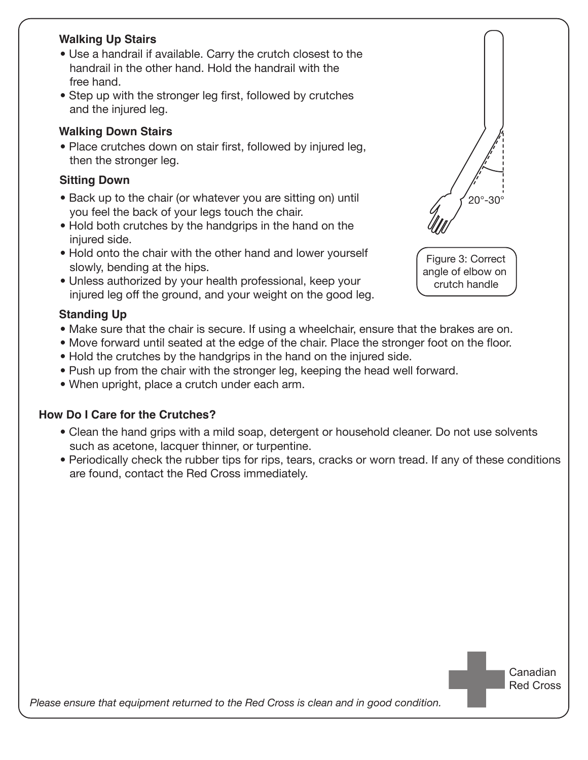### Walking Up Stairs

- Use a handrail if available. Carry the crutch closest to the handrail in the other hand. Hold the handrail with the free hand.
- Step up with the stronger leg first, followed by crutches and the injured leg.

### Walking Down Stairs

- Place crutches down on stair first, followed by injured leg, then the stronger leg.

### Sitting Down

- Back up to the chair (or whatever you are sitting on) until you feel the back of your legs touch the chair.
- Hold both crutches by the handgrips in the hand on the injured side.
- Hold onto the chair with the other hand and lower yourself slowly, bending at the hips.
- Unless authorized by your health professional, keep your injured leg off the ground, and your weight on the good leg.

20°-30°

Figure 3: Correct angle of elbow on crutch handle

### Standing Up

- Make sure that the chair is secure. If using a wheelchair, ensure that the brakes are on.
- Move forward until seated at the edge of the chair. Place the stronger foot on the floor.
- Hold the crutches by the handgrips in the hand on the injured side.
- Push up from the chair with the stronger leg, keeping the head well forward.
- When upright, place a crutch under each arm.

## How Do I Care for the Crutches?

- Clean the hand grips with a mild soap, detergent or household cleaner. Do not use solvents such as acetone, lacquer thinner, or turpentine.
- Periodically check the rubber tips for rips, tears, cracks or worn tread. If any of these conditions are found, contact the Red Cross immediately.

*Please ensure that equipment returned to the Red Cross is clean and in good condition.*

Canadian Red Cross